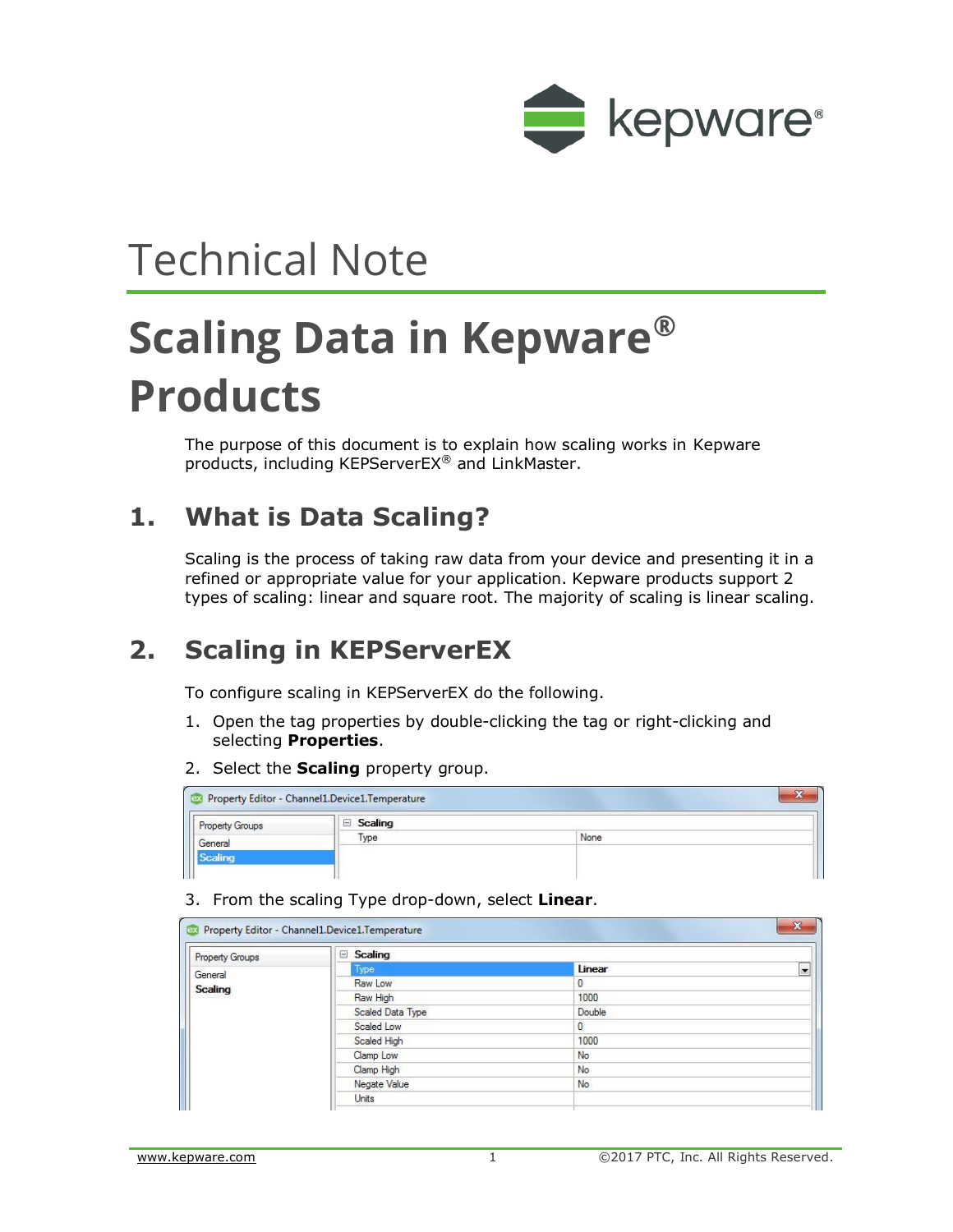# Technical Note

# Scaling Data in Kepware® Products

The purpose of this document is to explain how scaling works in Kepware products, including KEPServerEX® and LinkMaster.

## 1. What is Data Scaling?

Scaling is the process of taking raw data from your device and presenting it in a refined or appropriate value for your application. Kepware products support 2 types of scaling: linear and square root. The majority of scaling is linear scaling.

## 2. Scaling in KEPServerEX

To configure scaling in KEPServerEX do the following.

1. Open the tag properties by double-clicking the tag or right-clicking and selecting **Properties**.
2. Select the **Scaling** property group.
3. From the scaling Type drop-down, select **Linear**.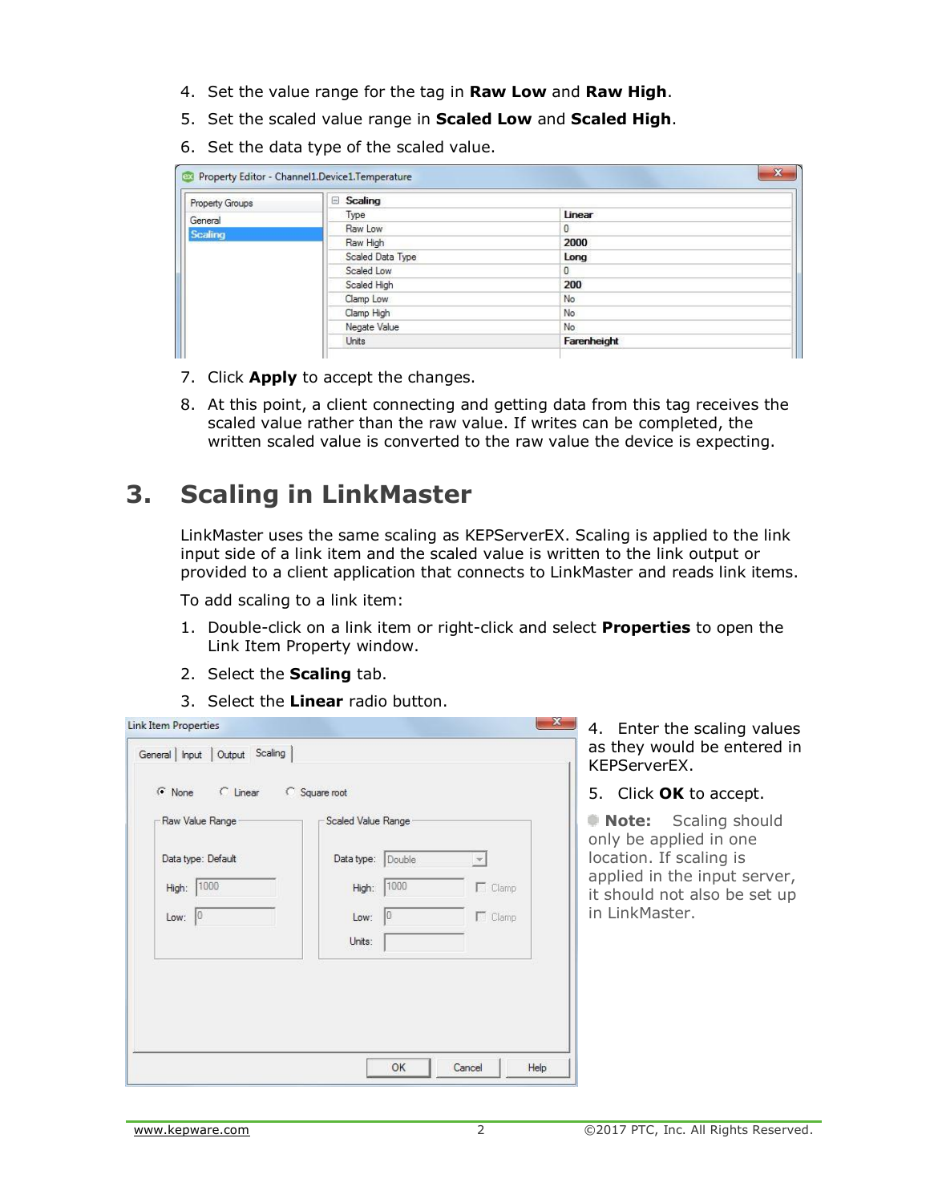4. Set the value range for the tag in **Raw Low** and **Raw High**.
5. Set the scaled value range in **Scaled Low** and **Scaled High**.
6. Set the data type of the scaled value.

Property Editor - Channel1.Device1.Temperature

| Property Groups | Scaling | |
|---|---|---|
| General | Type | Linear |
| Scaling | Raw Low | 0 |
| | Raw High | 2000 |
| | Scaled Data Type | Long |
| | Scaled Low | 0 |
| | Scaled High | 200 |
| | Clamp Low | No |
| | Clamp High | No |
| | Negate Value | No |
| | Units | Farenheight |

7. Click **Apply** to accept the changes.
8. At this point, a client connecting and getting data from this tag receives the scaled value rather than the raw value. If writes can be completed, the written scaled value is converted to the raw value the device is expecting.

# 3. Scaling in LinkMaster

LinkMaster uses the same scaling as KEPServerEX. Scaling is applied to the link input side of a link item and the scaled value is written to the link output or provided to a client application that connects to LinkMaster and reads link items.

To add scaling to a link item:

1. Double-click on a link item or right-click and select **Properties** to open the Link Item Property window.
2. Select the **Scaling** tab.
3. Select the **Linear** radio button.
4. Enter the scaling values as they would be entered in KEPServerEX.
5. Click **OK** to accept.

**Note:** Scaling should only be applied in one location. If scaling is applied in the input server, it should not also be set up in LinkMaster.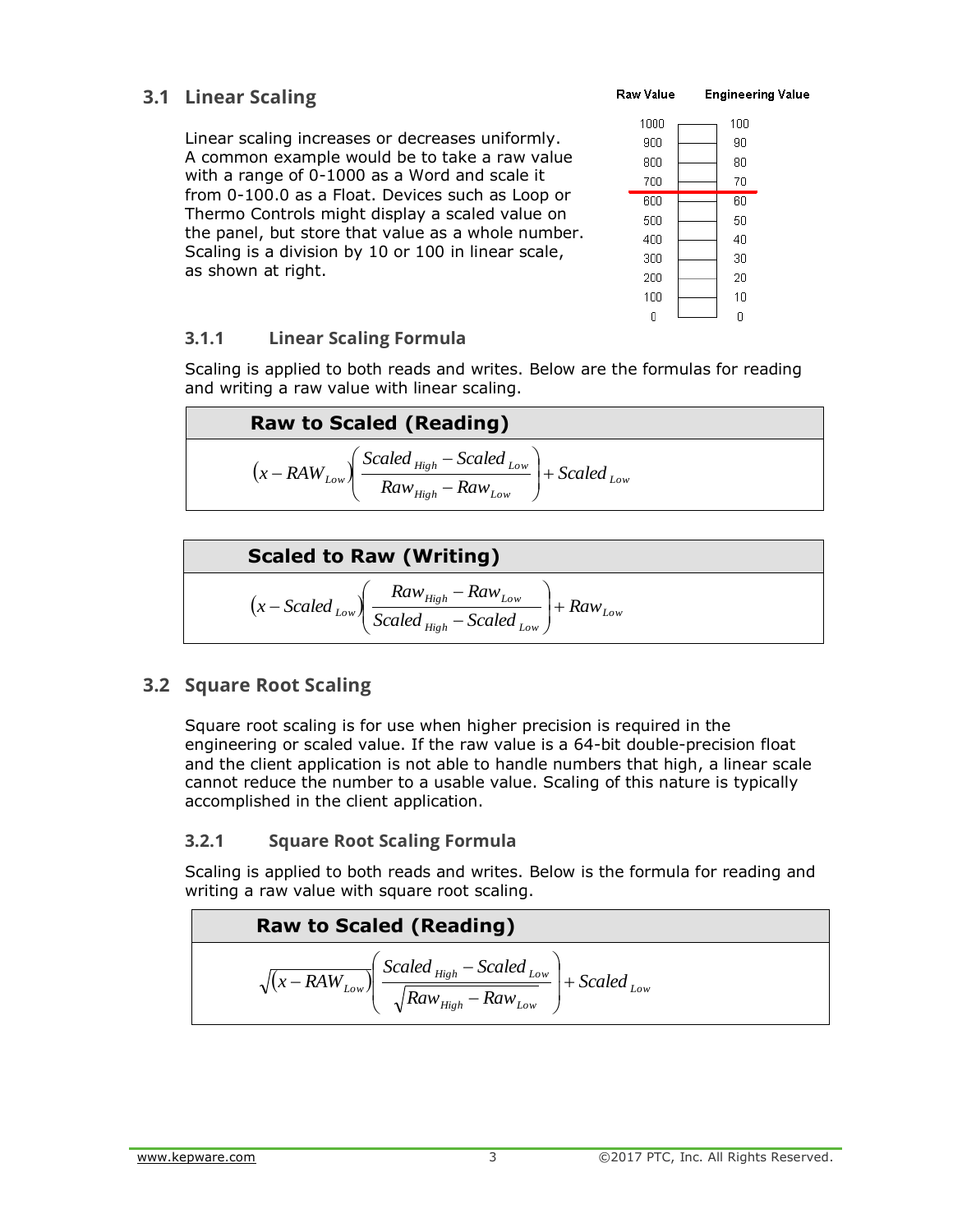## 3.1 Linear Scaling

Linear scaling increases or decreases uniformly. A common example would be to take a raw value with a range of 0-1000 as a Word and scale it from 0-100.0 as a Float. Devices such as Loop or Thermo Controls might display a scaled value on the panel, but store that value as a whole number. Scaling is a division by 10 or 100 in linear scale, as shown at right.

| Raw Value | Engineering Value |
|---|---|
| 1000 | 100 |
| 900 | 90 |
| 800 | 80 |
| 700 | 70 |
| 600 | 60 |
| 500 | 50 |
| 400 | 40 |
| 300 | 30 |
| 200 | 20 |
| 100 | 10 |
| 0 | 0 |

### 3.1.1 Linear Scaling Formula

Scaling is applied to both reads and writes. Below are the formulas for reading and writing a raw value with linear scaling.

**Raw to Scaled (Reading)**

$$(x - RAW_{Low})\left(\frac{Scaled_{High} - Scaled_{Low}}{Raw_{High} - Raw_{Low}}\right) + Scaled_{Low}$$

**Scaled to Raw (Writing)**

$$(x - Scaled_{Low})\left(\frac{Raw_{High} - Raw_{Low}}{Scaled_{High} - Scaled_{Low}}\right) + Raw_{Low}$$

## 3.2 Square Root Scaling

Square root scaling is for use when higher precision is required in the engineering or scaled value. If the raw value is a 64-bit double-precision float and the client application is not able to handle numbers that high, a linear scale cannot reduce the number to a usable value. Scaling of this nature is typically accomplished in the client application.

### 3.2.1 Square Root Scaling Formula

Scaling is applied to both reads and writes. Below is the formula for reading and writing a raw value with square root scaling.

**Raw to Scaled (Reading)**

$$\sqrt{(x - RAW_{Low})}\left(\frac{Scaled_{High} - Scaled_{Low}}{\sqrt{Raw_{High} - Raw_{Low}}}\right) + Scaled_{Low}$$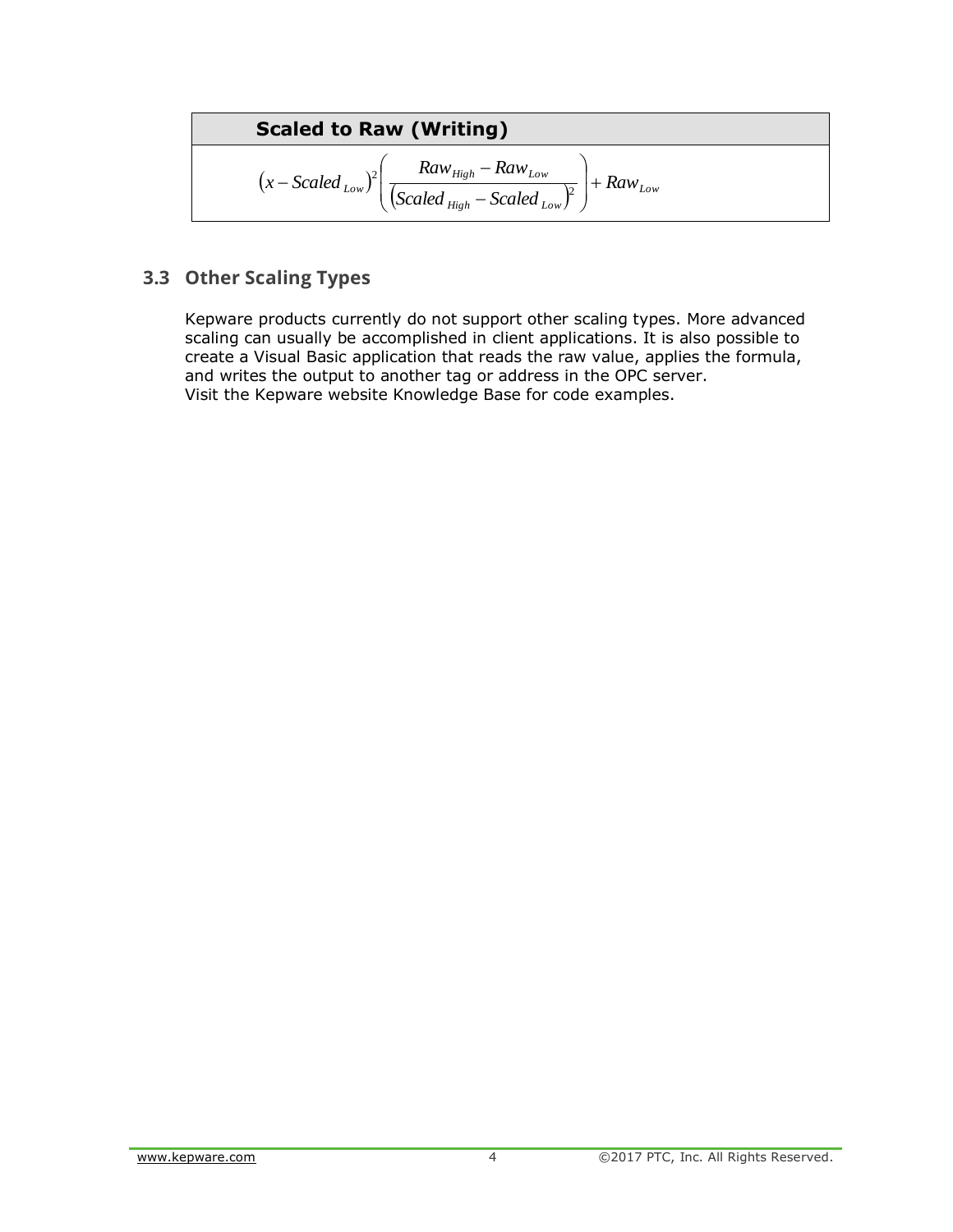| Scaled to Raw (Writing) |
| --- |
| $(x - Scaled_{Low})^2 \left( \frac{Raw_{High} - Raw_{Low}}{(Scaled_{High} - Scaled_{Low})^2} \right) + Raw_{Low}$ |

## 3.3 Other Scaling Types

Kepware products currently do not support other scaling types. More advanced scaling can usually be accomplished in client applications. It is also possible to create a Visual Basic application that reads the raw value, applies the formula, and writes the output to another tag or address in the OPC server.
Visit the Kepware website Knowledge Base for code examples.